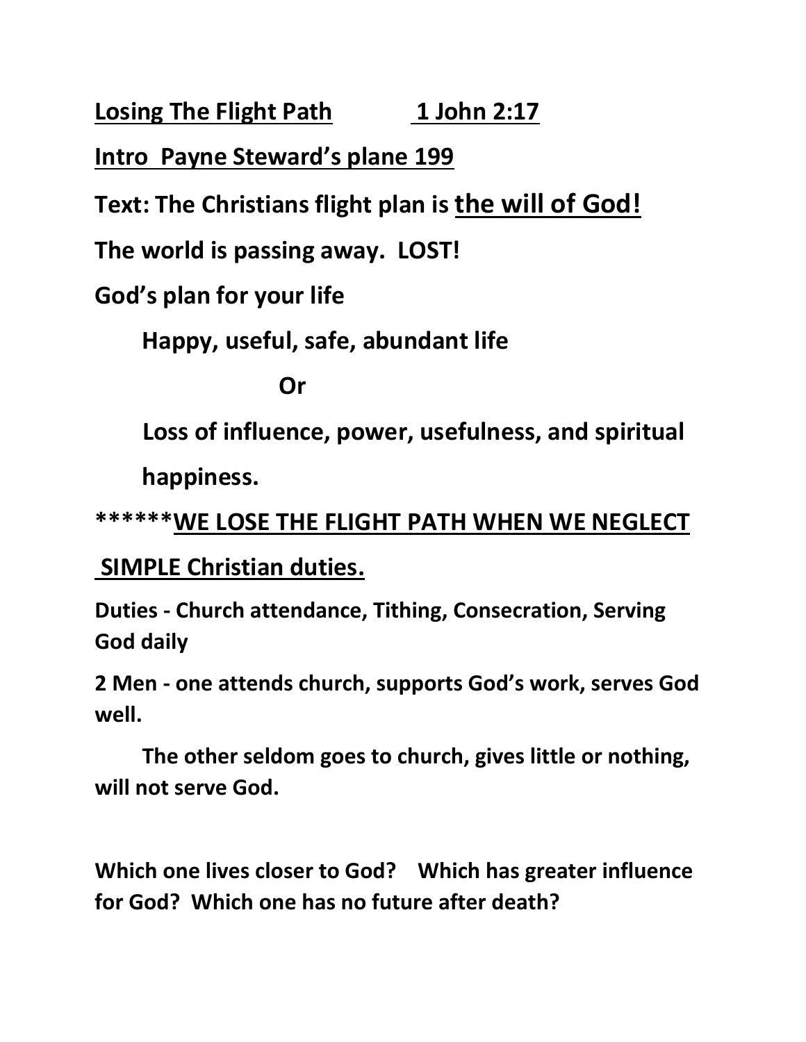**<u>Losing The Flight Path</u>** **<u>1 John 2:17</u>**

**<u>Intro Payne Steward's plane 199</u>**

**Text: The Christians flight plan is <u>the will of God!</u>**

**The world is passing away. LOST!**

**God's plan for your life**

**Happy, useful, safe, abundant life**

**Or**

**Loss of influence, power, usefulness, and spiritual happiness.**

**\*\*\*\*\*\*<u>WE LOSE THE FLIGHT PATH WHEN WE NEGLECT SIMPLE Christian duties.</u>**

**Duties - Church attendance, Tithing, Consecration, Serving God daily**

**2 Men - one attends church, supports God's work, serves God well.**

**The other seldom goes to church, gives little or nothing, will not serve God.**

**Which one lives closer to God? Which has greater influence for God? Which one has no future after death?**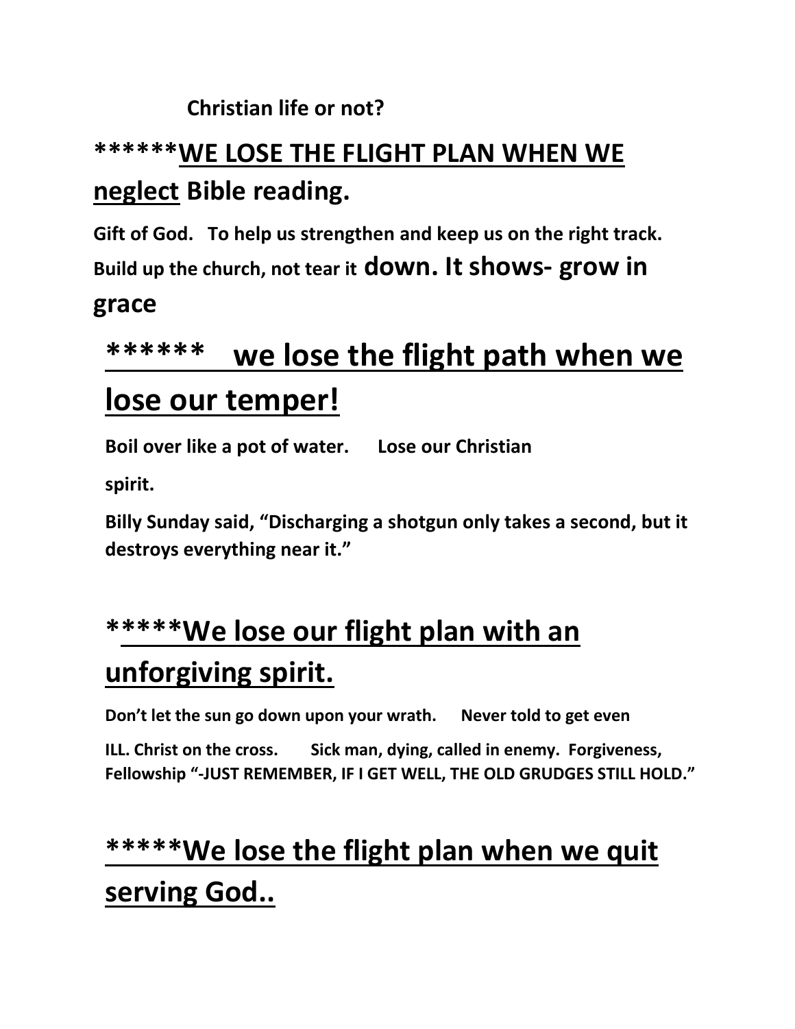**Christian life or not?**

## ******WE LOSE THE FLIGHT PLAN WHEN WE neglect Bible reading.

**Gift of God. To help us strengthen and keep us on the right track. Build up the church, not tear it down. It shows- grow in grace**

## ****** we lose the flight path when we lose our temper!

**Boil over like a pot of water. Lose our Christian spirit.**

**Billy Sunday said, "Discharging a shotgun only takes a second, but it destroys everything near it."**

## *****We lose our flight plan with an unforgiving spirit.

**Don't let the sun go down upon your wrath. Never told to get even**

**ILL. Christ on the cross. Sick man, dying, called in enemy. Forgiveness, Fellowship "-JUST REMEMBER, IF I GET WELL, THE OLD GRUDGES STILL HOLD."**

## *****We lose the flight plan when we quit serving God..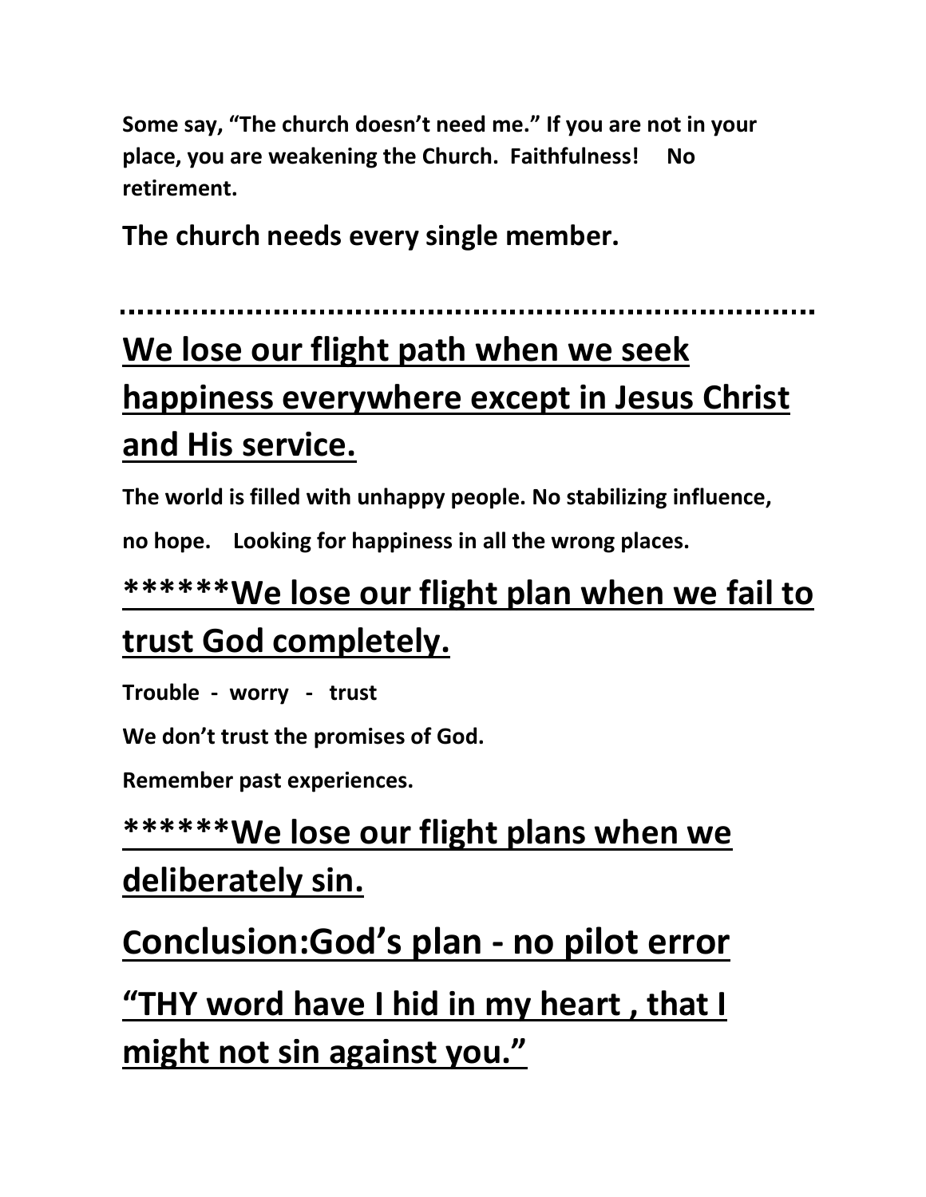**Some say, "The church doesn't need me." If you are not in your place, you are weakening the Church. Faithfulness! No retirement.**

**The church needs every single member.**

---

## <u>We lose our flight path when we seek happiness everywhere except in Jesus Christ and His service.</u>

**The world is filled with unhappy people. No stabilizing influence, no hope. Looking for happiness in all the wrong places.**

## <u>******We lose our flight plan when we fail to trust God completely.</u>

**Trouble - worry - trust**

**We don't trust the promises of God.**

**Remember past experiences.**

## <u>******We lose our flight plans when we deliberately sin.</u>

## <u>Conclusion:God's plan - no pilot error</u>

## <u>"THY word have I hid in my heart , that I might not sin against you."</u>